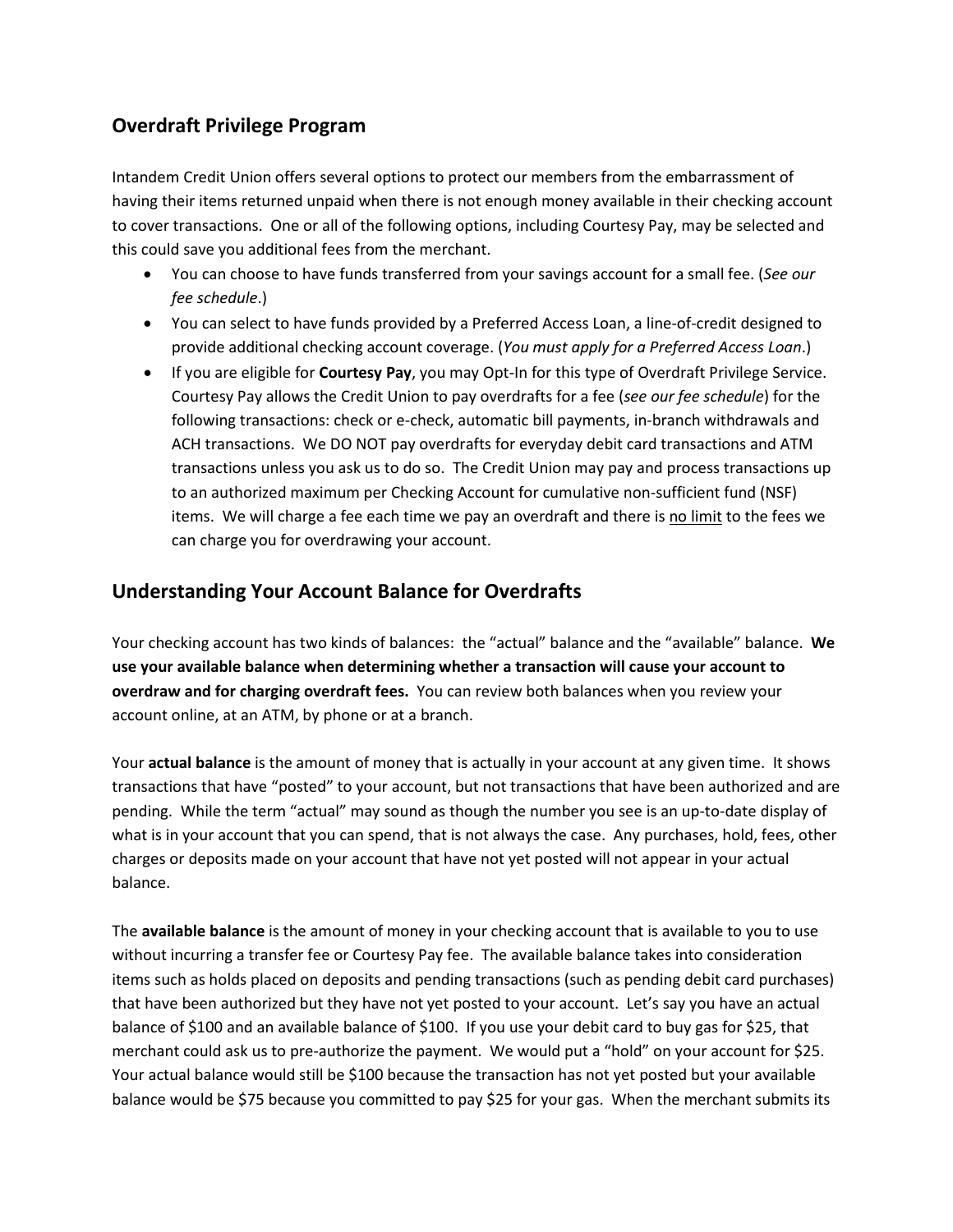## Overdraft Privilege Program

Intandem Credit Union offers several options to protect our members from the embarrassment of having their items returned unpaid when there is not enough money available in their checking account to cover transactions. One or all of the following options, including Courtesy Pay, may be selected and this could save you additional fees from the merchant.

- You can choose to have funds transferred from your savings account for a small fee. (*See our fee schedule*.)
- You can select to have funds provided by a Preferred Access Loan, a line-of-credit designed to provide additional checking account coverage. (*You must apply for a Preferred Access Loan*.)
- If you are eligible for **Courtesy Pay**, you may Opt-In for this type of Overdraft Privilege Service. Courtesy Pay allows the Credit Union to pay overdrafts for a fee (*see our fee schedule*) for the following transactions: check or e-check, automatic bill payments, in-branch withdrawals and ACH transactions. We DO NOT pay overdrafts for everyday debit card transactions and ATM transactions unless you ask us to do so. The Credit Union may pay and process transactions up to an authorized maximum per Checking Account for cumulative non-sufficient fund (NSF) items. We will charge a fee each time we pay an overdraft and there is no limit to the fees we can charge you for overdrawing your account.

## Understanding Your Account Balance for Overdrafts

Your checking account has two kinds of balances: the "actual" balance and the "available" balance. **We use your available balance when determining whether a transaction will cause your account to overdraw and for charging overdraft fees.** You can review both balances when you review your account online, at an ATM, by phone or at a branch.

Your **actual balance** is the amount of money that is actually in your account at any given time. It shows transactions that have "posted" to your account, but not transactions that have been authorized and are pending. While the term "actual" may sound as though the number you see is an up-to-date display of what is in your account that you can spend, that is not always the case. Any purchases, hold, fees, other charges or deposits made on your account that have not yet posted will not appear in your actual balance.

The **available balance** is the amount of money in your checking account that is available to you to use without incurring a transfer fee or Courtesy Pay fee. The available balance takes into consideration items such as holds placed on deposits and pending transactions (such as pending debit card purchases) that have been authorized but they have not yet posted to your account. Let's say you have an actual balance of $100 and an available balance of $100. If you use your debit card to buy gas for $25, that merchant could ask us to pre-authorize the payment. We would put a "hold" on your account for $25. Your actual balance would still be $100 because the transaction has not yet posted but your available balance would be $75 because you committed to pay $25 for your gas. When the merchant submits its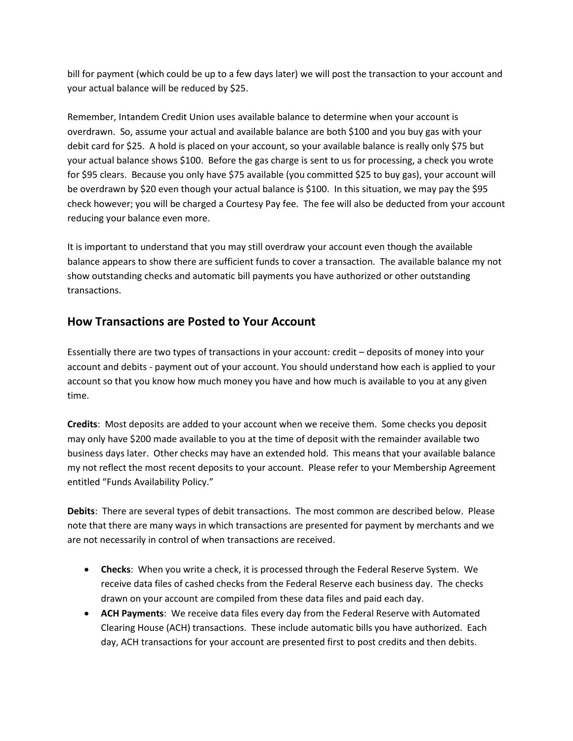bill for payment (which could be up to a few days later) we will post the transaction to your account and your actual balance will be reduced by $25.

Remember, Intandem Credit Union uses available balance to determine when your account is overdrawn. So, assume your actual and available balance are both $100 and you buy gas with your debit card for $25. A hold is placed on your account, so your available balance is really only $75 but your actual balance shows $100. Before the gas charge is sent to us for processing, a check you wrote for $95 clears. Because you only have $75 available (you committed $25 to buy gas), your account will be overdrawn by $20 even though your actual balance is $100. In this situation, we may pay the $95 check however; you will be charged a Courtesy Pay fee. The fee will also be deducted from your account reducing your balance even more.

It is important to understand that you may still overdraw your account even though the available balance appears to show there are sufficient funds to cover a transaction. The available balance my not show outstanding checks and automatic bill payments you have authorized or other outstanding transactions.

## How Transactions are Posted to Your Account

Essentially there are two types of transactions in your account: credit – deposits of money into your account and debits - payment out of your account. You should understand how each is applied to your account so that you know how much money you have and how much is available to you at any given time.

**Credits**: Most deposits are added to your account when we receive them. Some checks you deposit may only have $200 made available to you at the time of deposit with the remainder available two business days later. Other checks may have an extended hold. This means that your available balance my not reflect the most recent deposits to your account. Please refer to your Membership Agreement entitled "Funds Availability Policy."

**Debits**: There are several types of debit transactions. The most common are described below. Please note that there are many ways in which transactions are presented for payment by merchants and we are not necessarily in control of when transactions are received.

- **Checks**: When you write a check, it is processed through the Federal Reserve System. We receive data files of cashed checks from the Federal Reserve each business day. The checks drawn on your account are compiled from these data files and paid each day.
- **ACH Payments**: We receive data files every day from the Federal Reserve with Automated Clearing House (ACH) transactions. These include automatic bills you have authorized. Each day, ACH transactions for your account are presented first to post credits and then debits.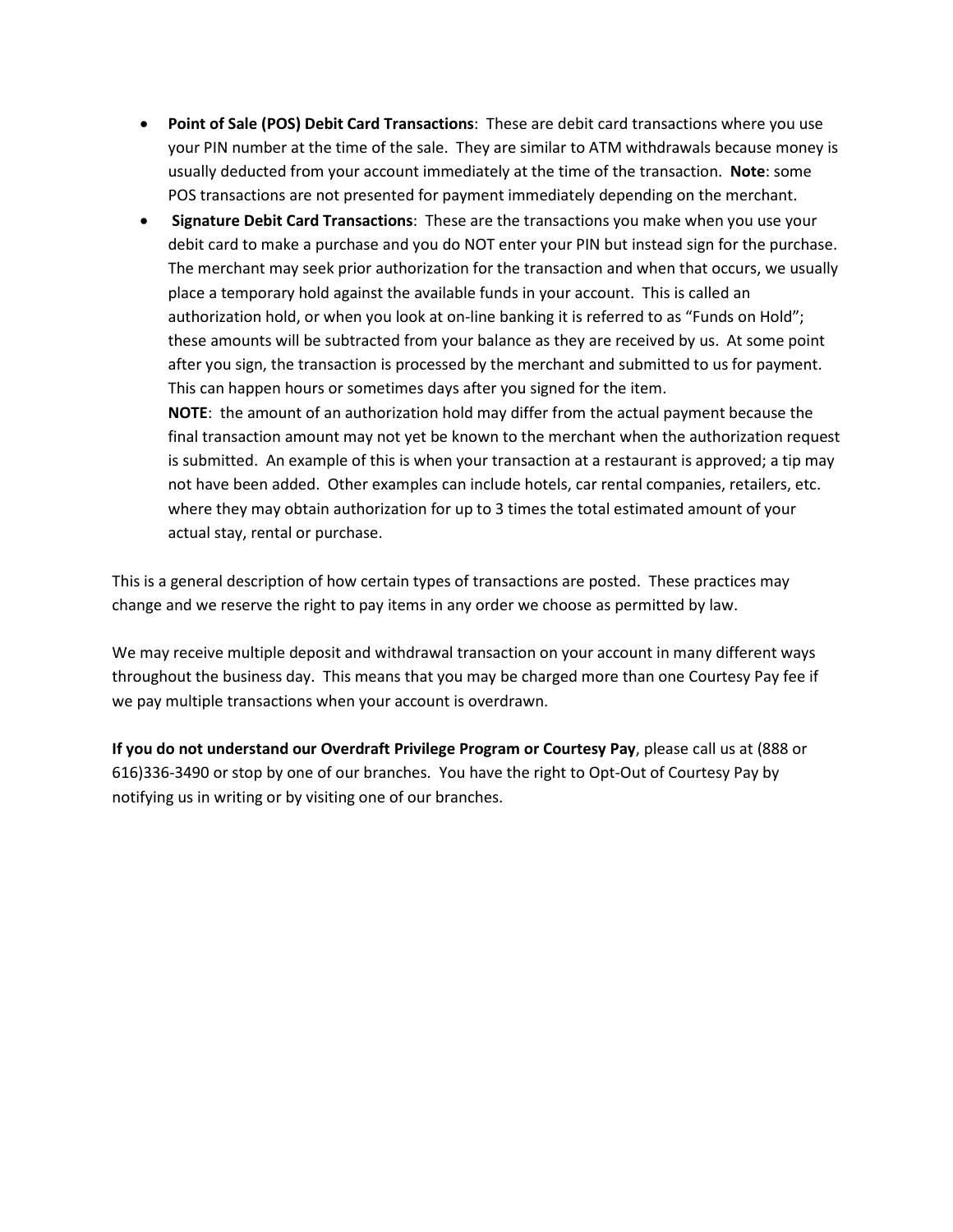- **Point of Sale (POS) Debit Card Transactions**: These are debit card transactions where you use your PIN number at the time of the sale. They are similar to ATM withdrawals because money is usually deducted from your account immediately at the time of the transaction. **Note**: some POS transactions are not presented for payment immediately depending on the merchant.
- **Signature Debit Card Transactions**: These are the transactions you make when you use your debit card to make a purchase and you do NOT enter your PIN but instead sign for the purchase. The merchant may seek prior authorization for the transaction and when that occurs, we usually place a temporary hold against the available funds in your account. This is called an authorization hold, or when you look at on-line banking it is referred to as "Funds on Hold"; these amounts will be subtracted from your balance as they are received by us. At some point after you sign, the transaction is processed by the merchant and submitted to us for payment. This can happen hours or sometimes days after you signed for the item.
  **NOTE**: the amount of an authorization hold may differ from the actual payment because the final transaction amount may not yet be known to the merchant when the authorization request is submitted. An example of this is when your transaction at a restaurant is approved; a tip may not have been added. Other examples can include hotels, car rental companies, retailers, etc. where they may obtain authorization for up to 3 times the total estimated amount of your actual stay, rental or purchase.

This is a general description of how certain types of transactions are posted. These practices may change and we reserve the right to pay items in any order we choose as permitted by law.

We may receive multiple deposit and withdrawal transaction on your account in many different ways throughout the business day. This means that you may be charged more than one Courtesy Pay fee if we pay multiple transactions when your account is overdrawn.

**If you do not understand our Overdraft Privilege Program or Courtesy Pay**, please call us at (888 or 616)336-3490 or stop by one of our branches. You have the right to Opt-Out of Courtesy Pay by notifying us in writing or by visiting one of our branches.